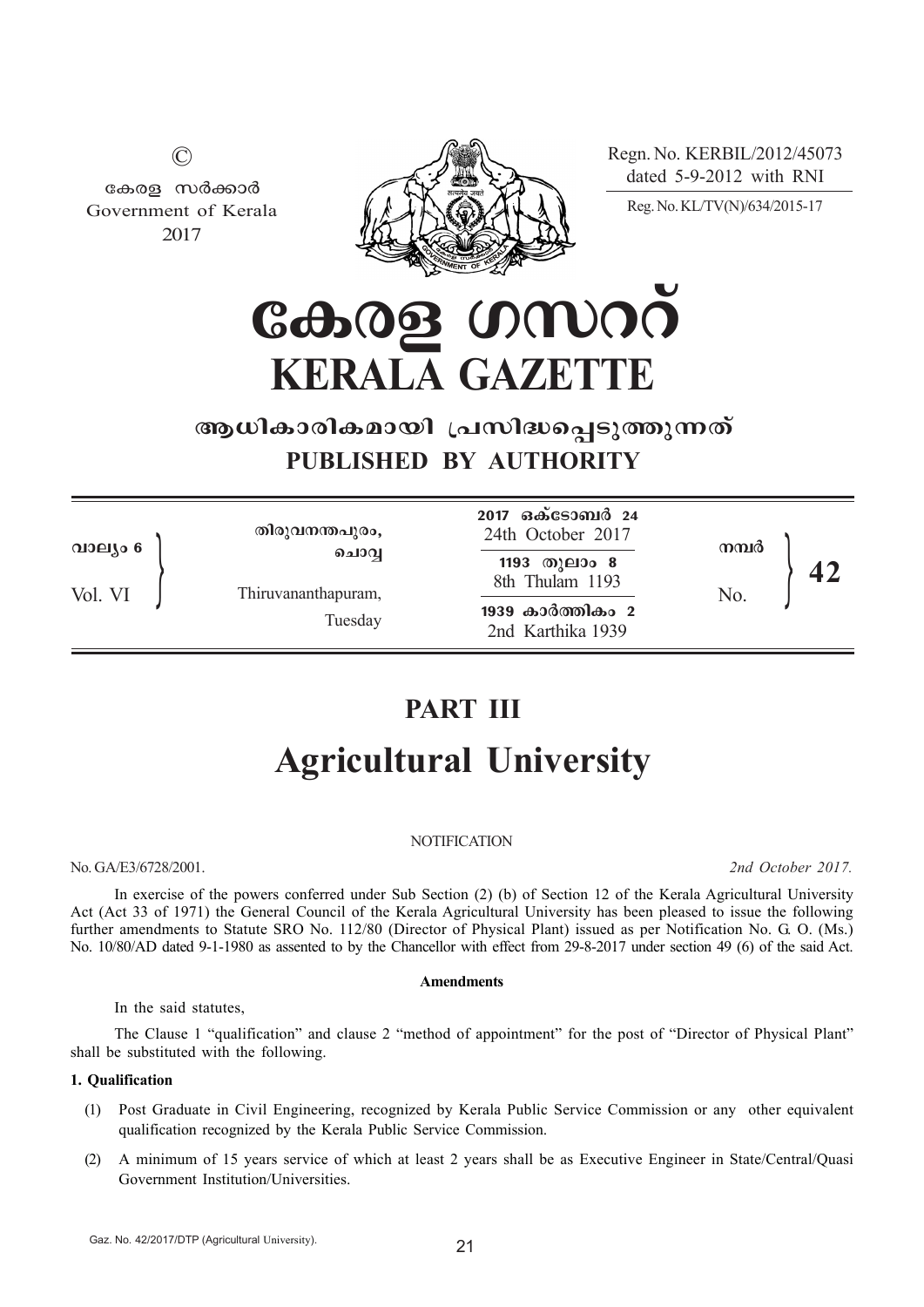©

കേരള സർക്കാർ
Government of Kerala
2017

Regn. No. KERBIL/2012/45073
dated 5-9-2012 with RNI

Reg. No. KL/TV(N)/634/2015-17

# കേരള ഗസറ്റ്
# KERALA GAZETTE

## ആധികാരികമായി പ്രസിദ്ധപ്പെടുത്തുന്നത്
## PUBLISHED BY AUTHORITY

| | | | |
|---|---|---|---|
| വാല്യം 6 / Vol. VI | തിരുവനന്തപുരം, ചൊവ്വ / Thiruvananthapuram, Tuesday | 2017 ഒക്ടോബർ 24 / 24th October 2017; 1193 തുലാം 8 / 8th Thulam 1193; 1939 കാർത്തികം 2 / 2nd Karthika 1939 | നമ്പർ / No. **42** |

# PART III

# Agricultural University

NOTIFICATION

No. GA/E3/6728/2001. *2nd October 2017.*

In exercise of the powers conferred under Sub Section (2) (b) of Section 12 of the Kerala Agricultural University Act (Act 33 of 1971) the General Council of the Kerala Agricultural University has been pleased to issue the following further amendments to Statute SRO No. 112/80 (Director of Physical Plant) issued as per Notification No. G. O. (Ms.) No. 10/80/AD dated 9-1-1980 as assented to by the Chancellor with effect from 29-8-2017 under section 49 (6) of the said Act.

**Amendments**

In the said statutes,

The Clause 1 "qualification" and clause 2 "method of appointment" for the post of "Director of Physical Plant" shall be substituted with the following.

**1. Qualification**

(1) Post Graduate in Civil Engineering, recognized by Kerala Public Service Commission or any other equivalent qualification recognized by the Kerala Public Service Commission.

(2) A minimum of 15 years service of which at least 2 years shall be as Executive Engineer in State/Central/Quasi Government Institution/Universities.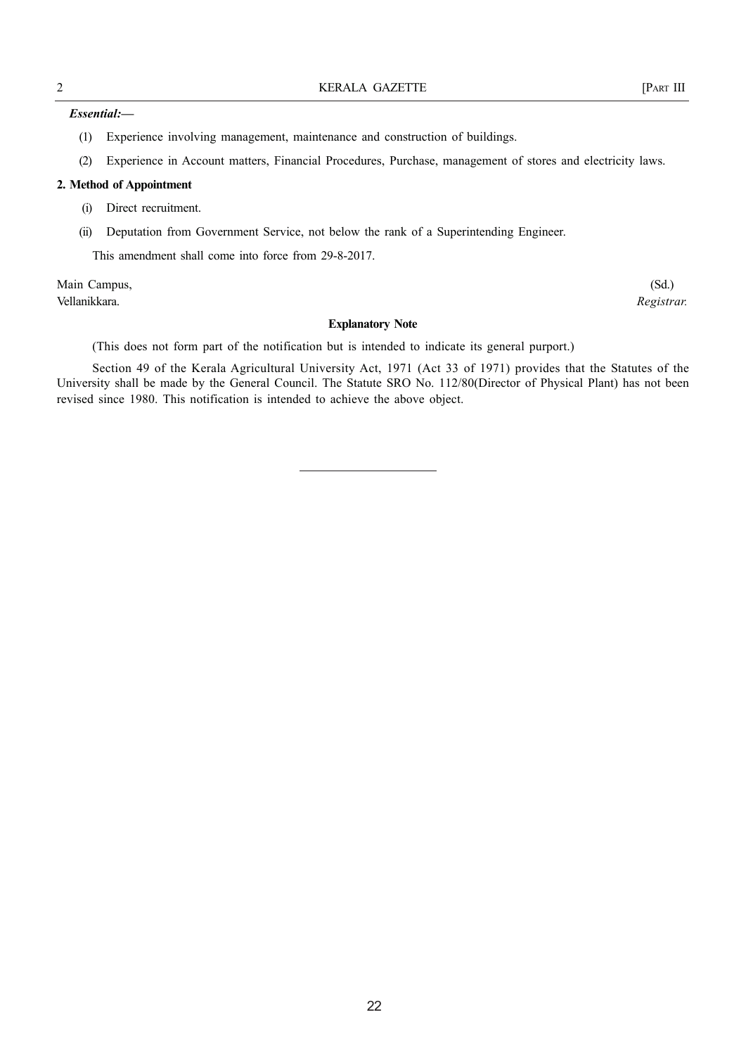***Essential:—***

(1) Experience involving management, maintenance and construction of buildings.

(2) Experience in Account matters, Financial Procedures, Purchase, management of stores and electricity laws.

**2. Method of Appointment**

(i) Direct recruitment.

(ii) Deputation from Government Service, not below the rank of a Superintending Engineer.

This amendment shall come into force from 29-8-2017.

Main Campus,
Vellanikkara.

(Sd.)
*Registrar.*

**Explanatory Note**

(This does not form part of the notification but is intended to indicate its general purport.)

Section 49 of the Kerala Agricultural University Act, 1971 (Act 33 of 1971) provides that the Statutes of the University shall be made by the General Council. The Statute SRO No. 112/80(Director of Physical Plant) has not been revised since 1980. This notification is intended to achieve the above object.